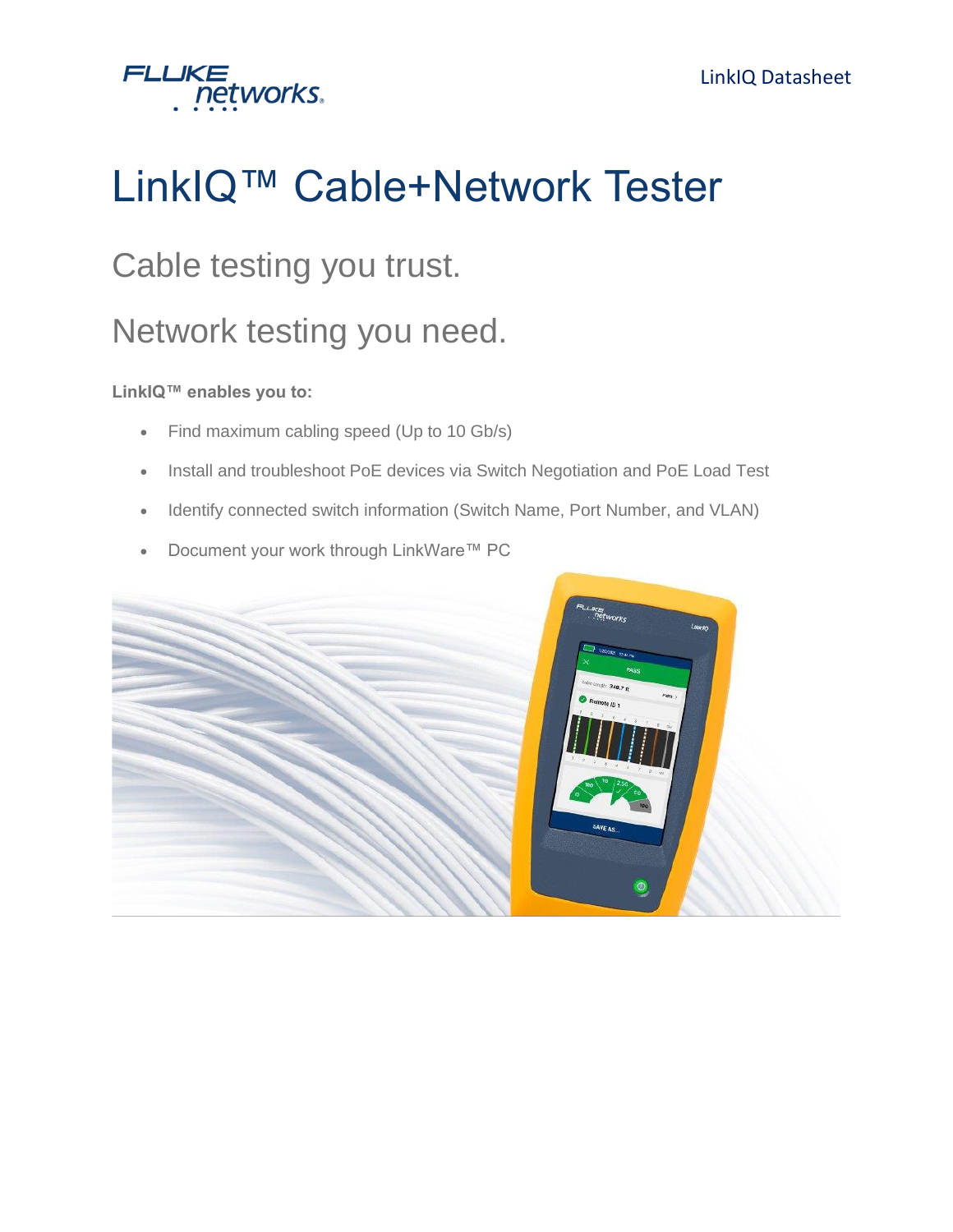# LinkIQ™ Cable+Network Tester

## Cable testing you trust.

## Network testing you need.

**LinkIQ™ enables you to:**

- Find maximum cabling speed (Up to 10 Gb/s)
- Install and troubleshoot PoE devices via Switch Negotiation and PoE Load Test
- Identify connected switch information (Switch Name, Port Number, and VLAN)
- Document your work through LinkWare™ PC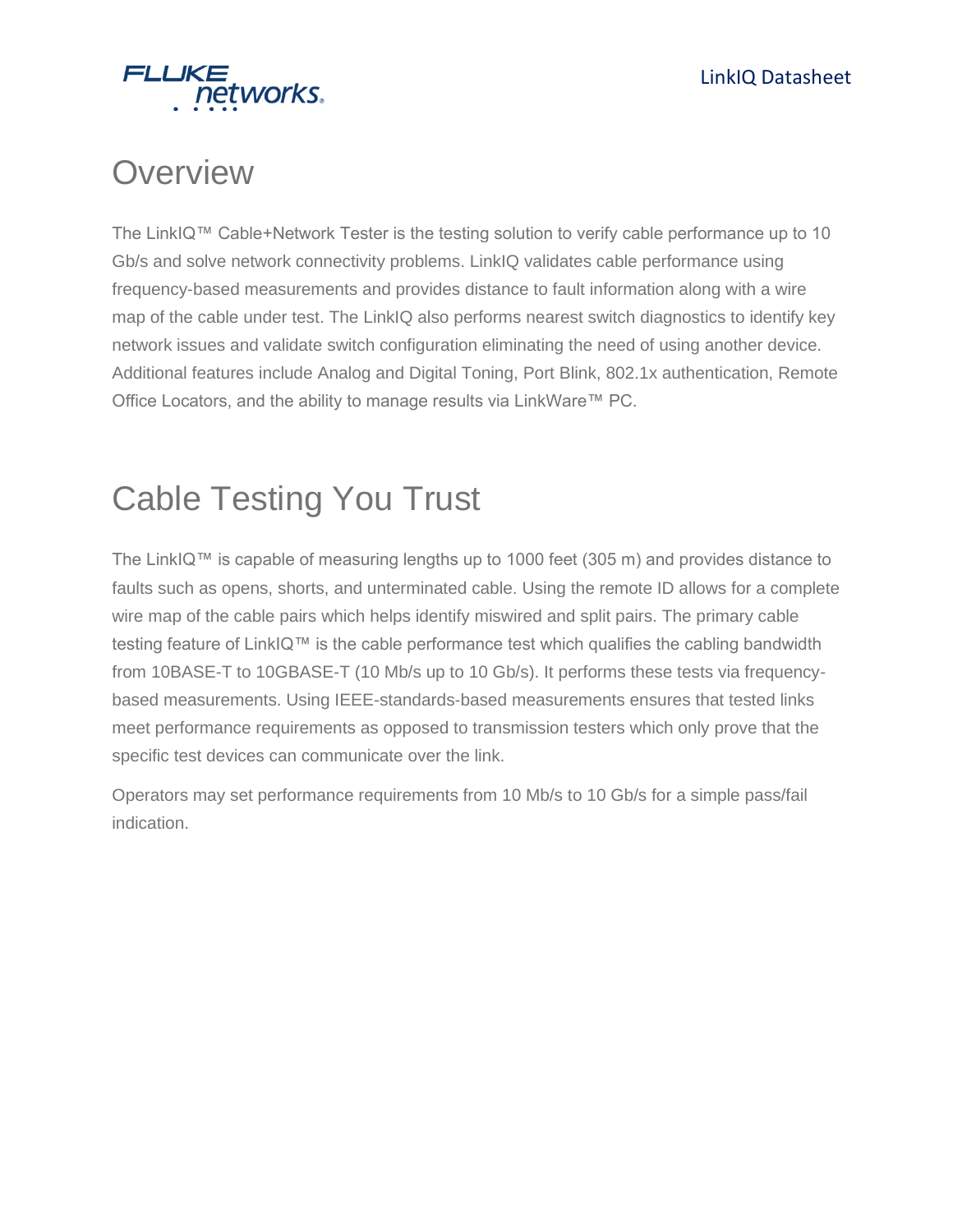# Overview

The LinkIQ™ Cable+Network Tester is the testing solution to verify cable performance up to 10 Gb/s and solve network connectivity problems. LinkIQ validates cable performance using frequency-based measurements and provides distance to fault information along with a wire map of the cable under test. The LinkIQ also performs nearest switch diagnostics to identify key network issues and validate switch configuration eliminating the need of using another device. Additional features include Analog and Digital Toning, Port Blink, 802.1x authentication, Remote Office Locators, and the ability to manage results via LinkWare™ PC.

# Cable Testing You Trust

The LinkIQ™ is capable of measuring lengths up to 1000 feet (305 m) and provides distance to faults such as opens, shorts, and unterminated cable. Using the remote ID allows for a complete wire map of the cable pairs which helps identify miswired and split pairs. The primary cable testing feature of LinkIQ™ is the cable performance test which qualifies the cabling bandwidth from 10BASE-T to 10GBASE-T (10 Mb/s up to 10 Gb/s). It performs these tests via frequency-based measurements. Using IEEE-standards-based measurements ensures that tested links meet performance requirements as opposed to transmission testers which only prove that the specific test devices can communicate over the link.

Operators may set performance requirements from 10 Mb/s to 10 Gb/s for a simple pass/fail indication.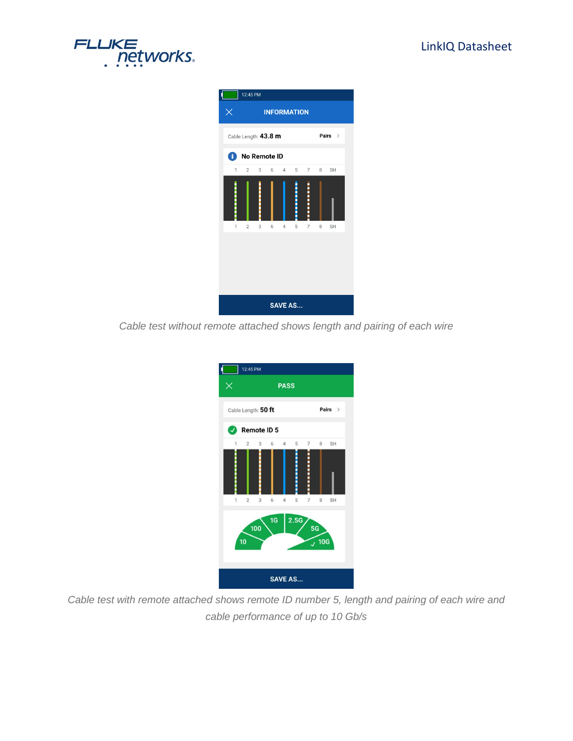*Cable test without remote attached shows length and pairing of each wire*

*Cable test with remote attached shows remote ID number 5, length and pairing of each wire and cable performance of up to 10 Gb/s*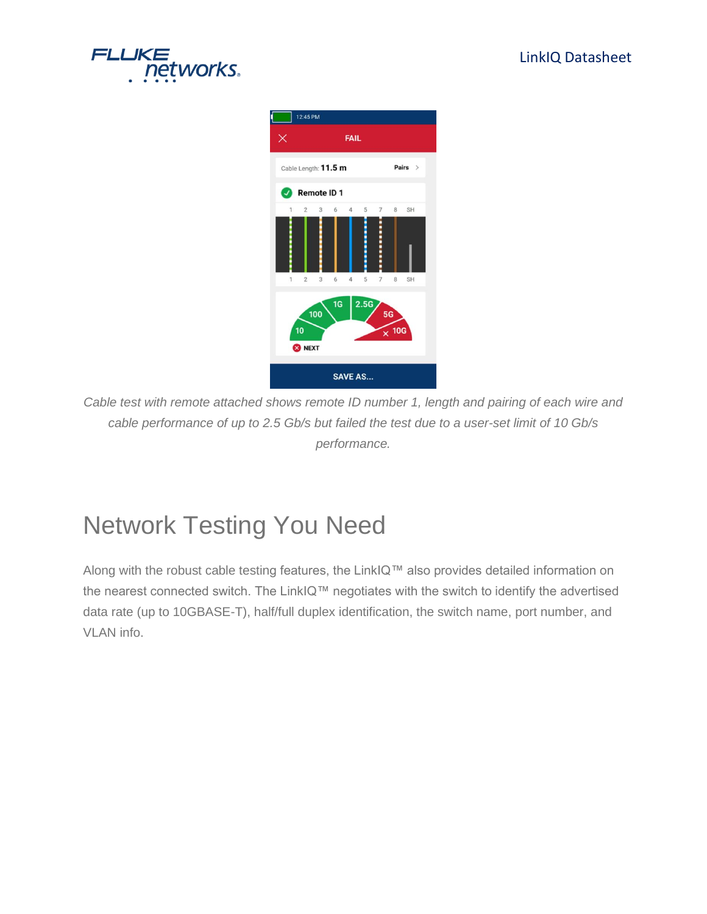*Cable test with remote attached shows remote ID number 1, length and pairing of each wire and cable performance of up to 2.5 Gb/s but failed the test due to a user-set limit of 10 Gb/s performance.*

# Network Testing You Need

Along with the robust cable testing features, the LinkIQ™ also provides detailed information on the nearest connected switch. The LinkIQ™ negotiates with the switch to identify the advertised data rate (up to 10GBASE-T), half/full duplex identification, the switch name, port number, and VLAN info.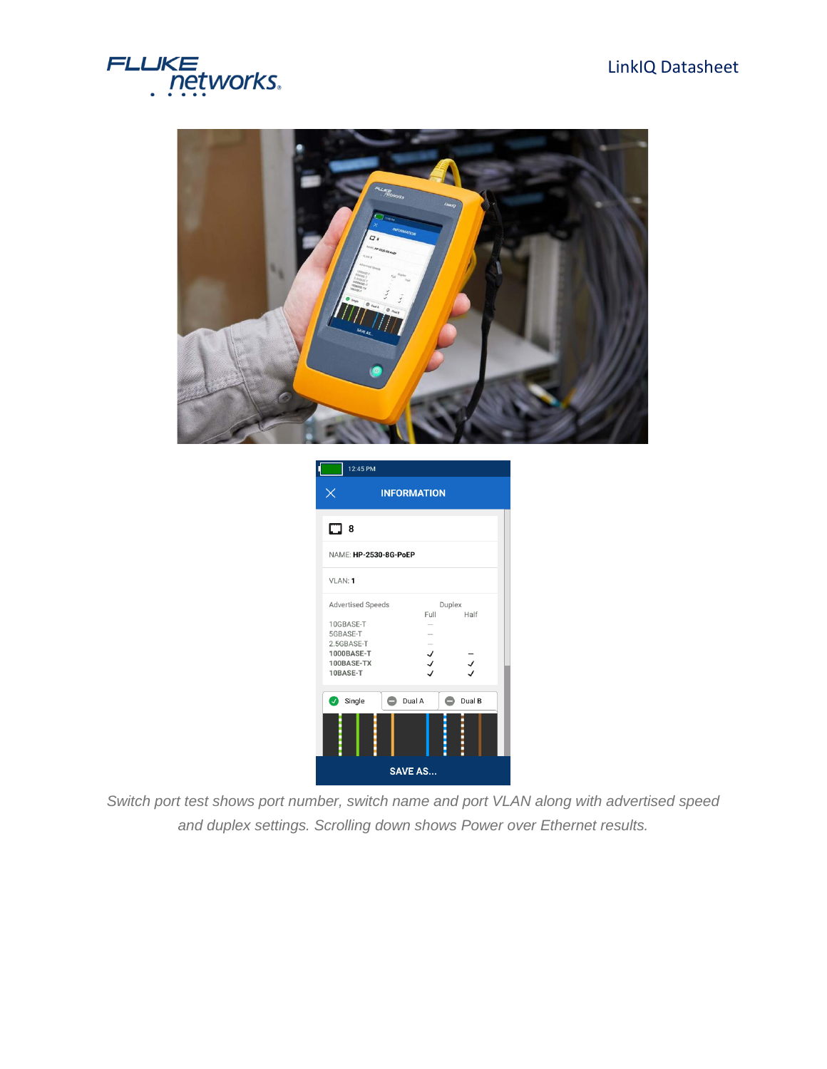*Switch port test shows port number, switch name and port VLAN along with advertised speed and duplex settings. Scrolling down shows Power over Ethernet results.*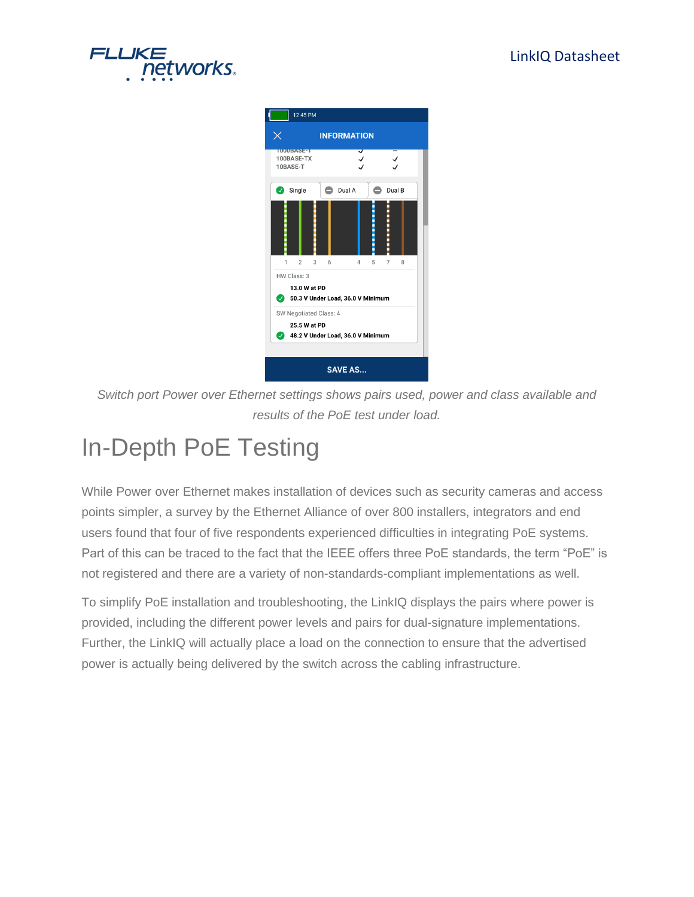*Switch port Power over Ethernet settings shows pairs used, power and class available and results of the PoE test under load.*

# In-Depth PoE Testing

While Power over Ethernet makes installation of devices such as security cameras and access points simpler, a survey by the Ethernet Alliance of over 800 installers, integrators and end users found that four of five respondents experienced difficulties in integrating PoE systems. Part of this can be traced to the fact that the IEEE offers three PoE standards, the term "PoE" is not registered and there are a variety of non-standards-compliant implementations as well.

To simplify PoE installation and troubleshooting, the LinkIQ displays the pairs where power is provided, including the different power levels and pairs for dual-signature implementations. Further, the LinkIQ will actually place a load on the connection to ensure that the advertised power is actually being delivered by the switch across the cabling infrastructure.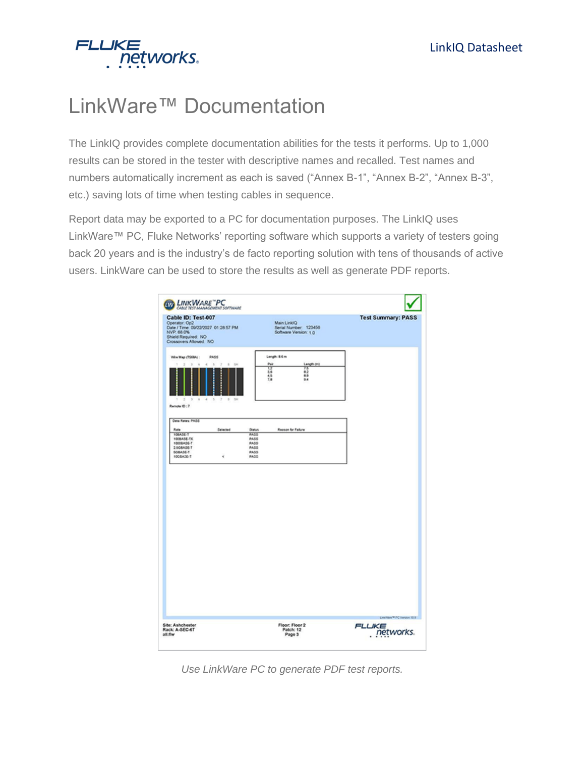# LinkWare™ Documentation

The LinkIQ provides complete documentation abilities for the tests it performs. Up to 1,000 results can be stored in the tester with descriptive names and recalled. Test names and numbers automatically increment as each is saved (“Annex B-1”, “Annex B-2”, “Annex B-3”, etc.) saving lots of time when testing cables in sequence.

Report data may be exported to a PC for documentation purposes. The LinkIQ uses LinkWare™ PC, Fluke Networks’ reporting software which supports a variety of testers going back 20 years and is the industry’s de facto reporting solution with tens of thousands of active users. LinkWare can be used to store the results as well as generate PDF reports.

*Use LinkWare PC to generate PDF test reports.*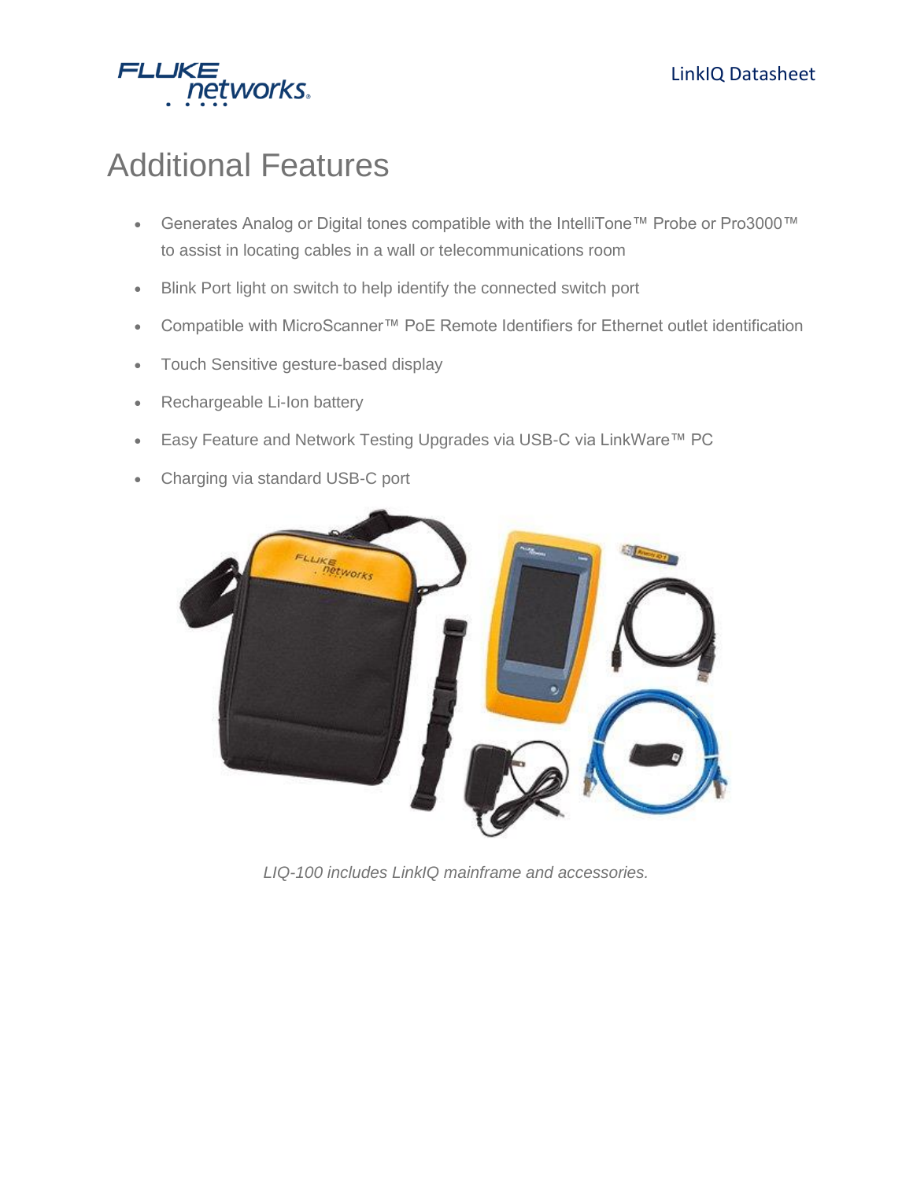# Additional Features

- Generates Analog or Digital tones compatible with the IntelliTone™ Probe or Pro3000™ to assist in locating cables in a wall or telecommunications room
- Blink Port light on switch to help identify the connected switch port
- Compatible with MicroScanner™ PoE Remote Identifiers for Ethernet outlet identification
- Touch Sensitive gesture-based display
- Rechargeable Li-Ion battery
- Easy Feature and Network Testing Upgrades via USB-C via LinkWare™ PC
- Charging via standard USB-C port

*LIQ-100 includes LinkIQ mainframe and accessories.*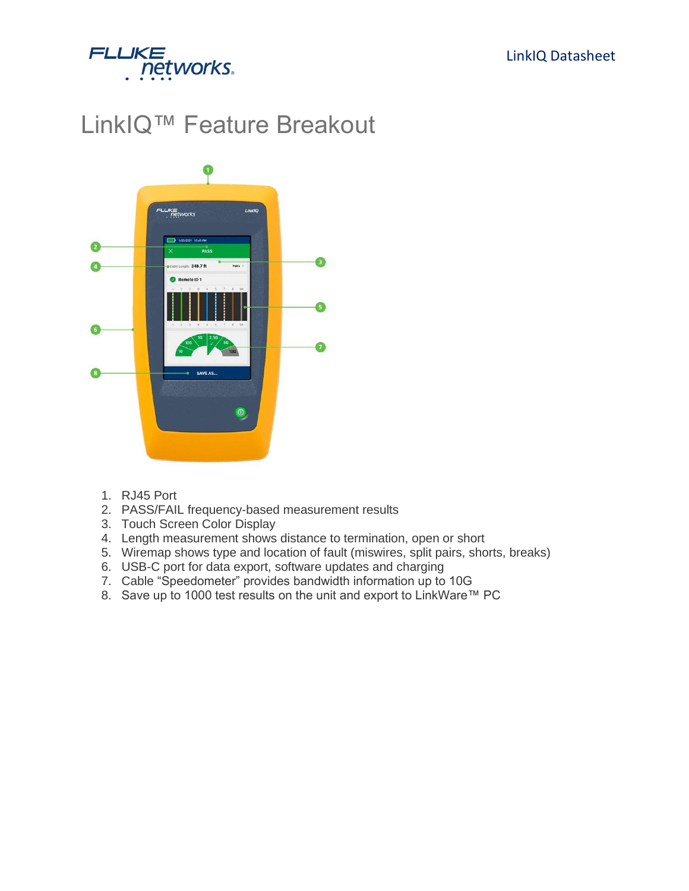# LinkIQ™ Feature Breakout

1. RJ45 Port
2. PASS/FAIL frequency-based measurement results
3. Touch Screen Color Display
4. Length measurement shows distance to termination, open or short
5. Wiremap shows type and location of fault (miswires, split pairs, shorts, breaks)
6. USB-C port for data export, software updates and charging
7. Cable "Speedometer" provides bandwidth information up to 10G
8. Save up to 1000 test results on the unit and export to LinkWare™ PC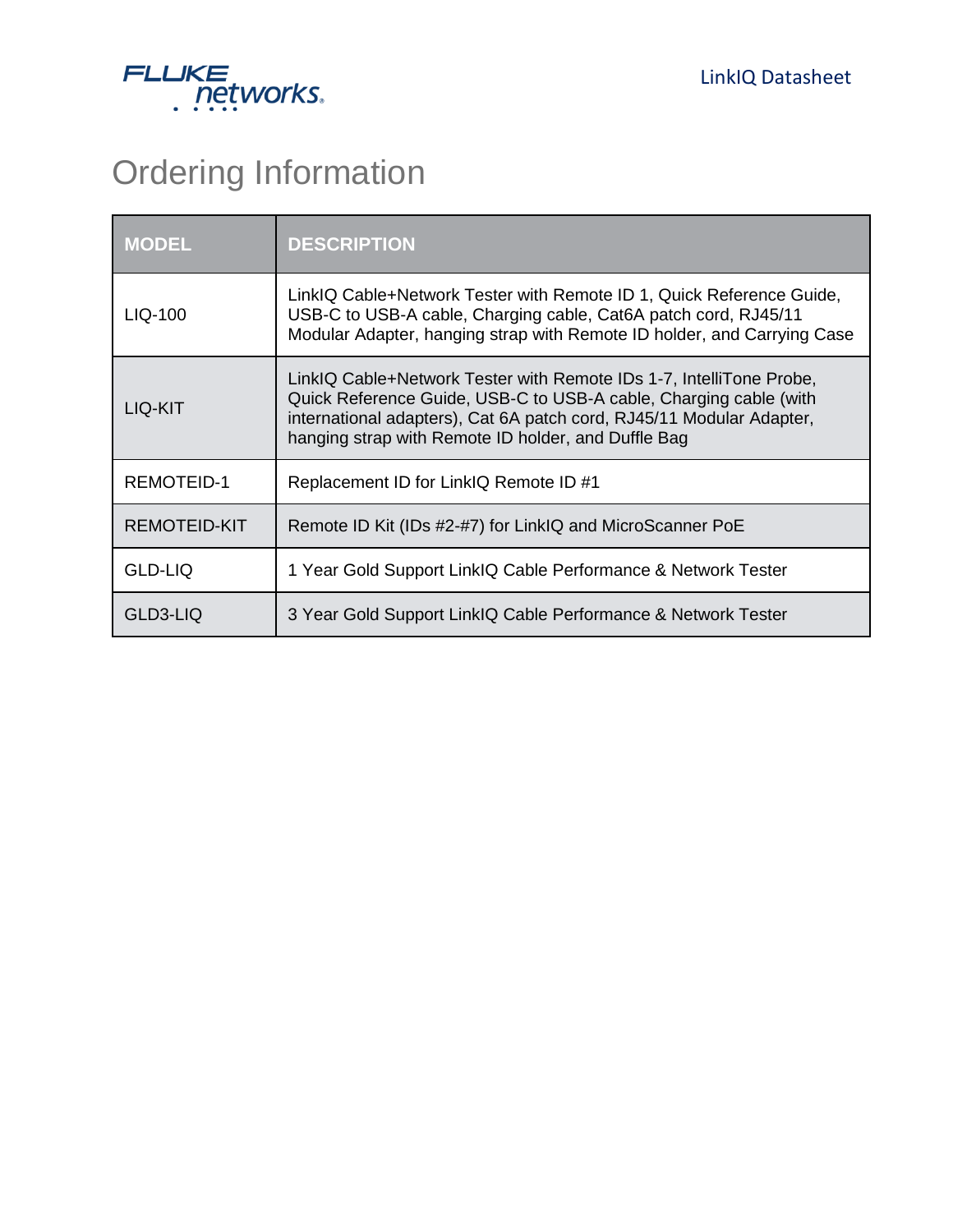# Ordering Information

| MODEL | DESCRIPTION |
| --- | --- |
| LIQ-100 | LinkIQ Cable+Network Tester with Remote ID 1, Quick Reference Guide, USB-C to USB-A cable, Charging cable, Cat6A patch cord, RJ45/11 Modular Adapter, hanging strap with Remote ID holder, and Carrying Case |
| LIQ-KIT | LinkIQ Cable+Network Tester with Remote IDs 1-7, IntelliTone Probe, Quick Reference Guide, USB-C to USB-A cable, Charging cable (with international adapters), Cat 6A patch cord, RJ45/11 Modular Adapter, hanging strap with Remote ID holder, and Duffle Bag |
| REMOTEID-1 | Replacement ID for LinkIQ Remote ID #1 |
| REMOTEID-KIT | Remote ID Kit (IDs #2-#7) for LinkIQ and MicroScanner PoE |
| GLD-LIQ | 1 Year Gold Support LinkIQ Cable Performance & Network Tester |
| GLD3-LIQ | 3 Year Gold Support LinkIQ Cable Performance & Network Tester |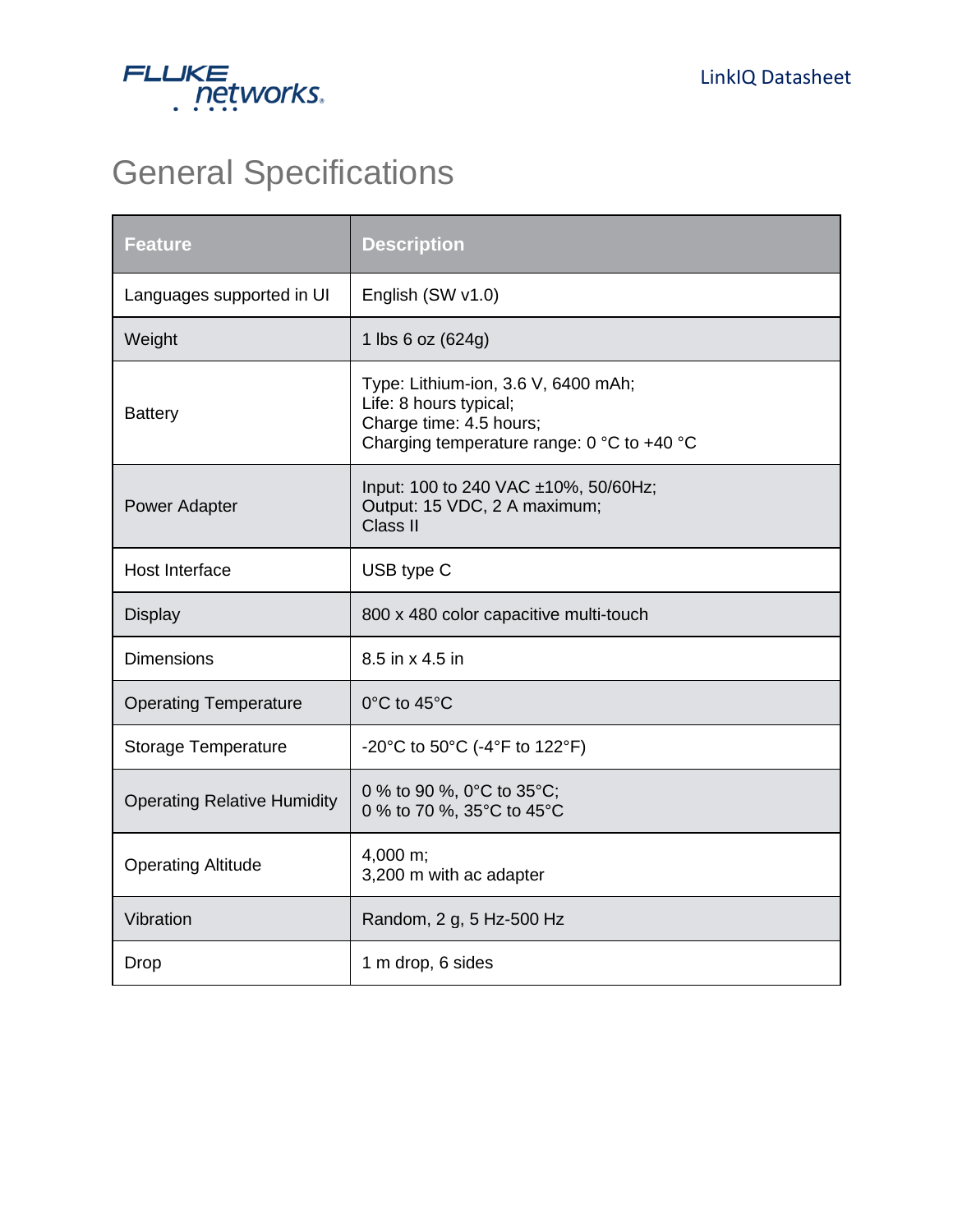# General Specifications

| Feature | Description |
| --- | --- |
| Languages supported in UI | English (SW v1.0) |
| Weight | 1 lbs 6 oz (624g) |
| Battery | Type: Lithium-ion, 3.6 V, 6400 mAh;<br>Life: 8 hours typical;<br>Charge time: 4.5 hours;<br>Charging temperature range: 0 °C to +40 °C |
| Power Adapter | Input: 100 to 240 VAC ±10%, 50/60Hz;<br>Output: 15 VDC, 2 A maximum;<br>Class II |
| Host Interface | USB type C |
| Display | 800 x 480 color capacitive multi-touch |
| Dimensions | 8.5 in x 4.5 in |
| Operating Temperature | 0°C to 45°C |
| Storage Temperature | -20°C to 50°C (-4°F to 122°F) |
| Operating Relative Humidity | 0 % to 90 %, 0°C to 35°C;<br>0 % to 70 %, 35°C to 45°C |
| Operating Altitude | 4,000 m;<br>3,200 m with ac adapter |
| Vibration | Random, 2 g, 5 Hz-500 Hz |
| Drop | 1 m drop, 6 sides |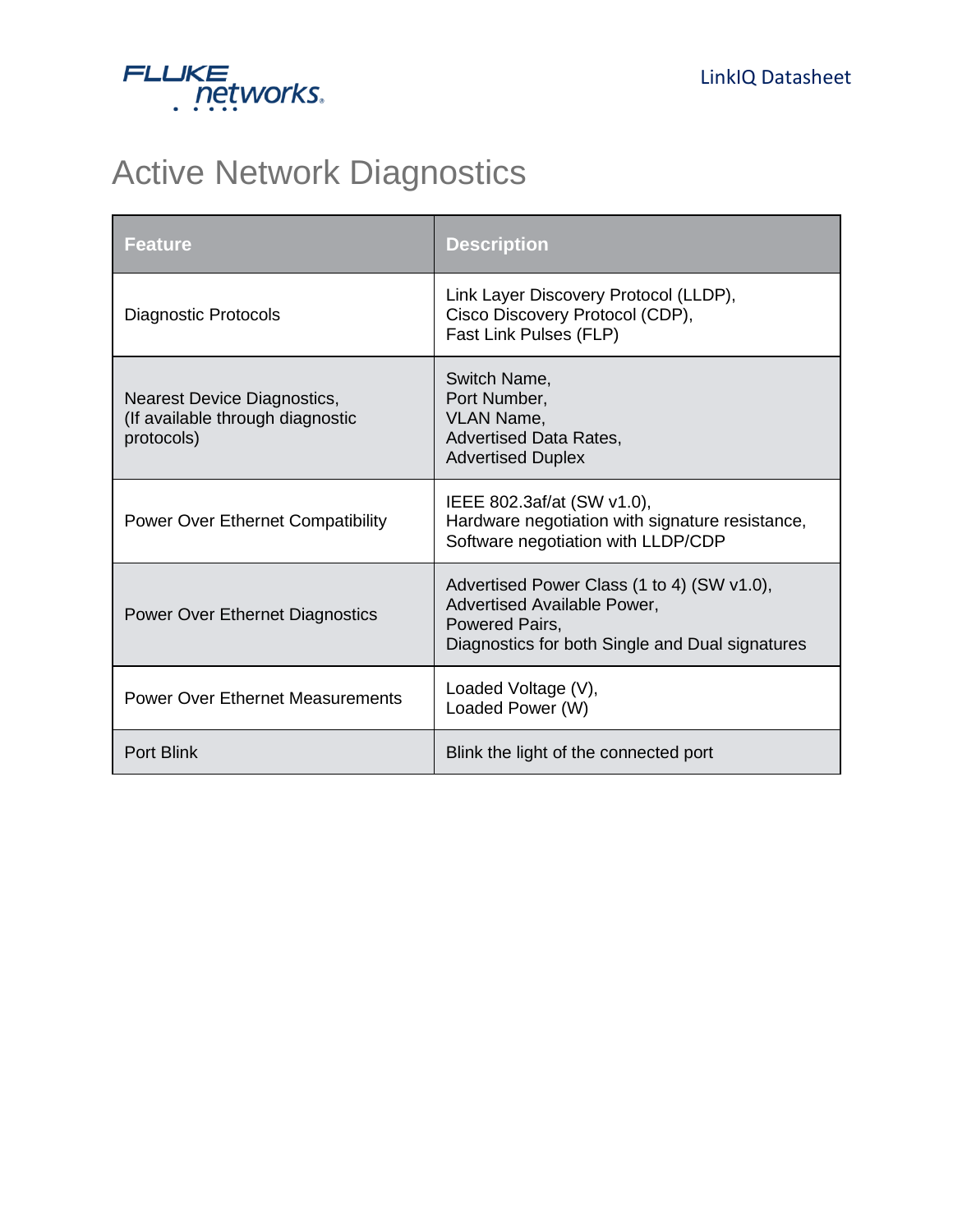# Active Network Diagnostics

| Feature | Description |
|---|---|
| Diagnostic Protocols | Link Layer Discovery Protocol (LLDP),<br>Cisco Discovery Protocol (CDP),<br>Fast Link Pulses (FLP) |
| Nearest Device Diagnostics,<br>(If available through diagnostic protocols) | Switch Name,<br>Port Number,<br>VLAN Name,<br>Advertised Data Rates,<br>Advertised Duplex |
| Power Over Ethernet Compatibility | IEEE 802.3af/at (SW v1.0),<br>Hardware negotiation with signature resistance,<br>Software negotiation with LLDP/CDP |
| Power Over Ethernet Diagnostics | Advertised Power Class (1 to 4) (SW v1.0),<br>Advertised Available Power,<br>Powered Pairs,<br>Diagnostics for both Single and Dual signatures |
| Power Over Ethernet Measurements | Loaded Voltage (V),<br>Loaded Power (W) |
| Port Blink | Blink the light of the connected port |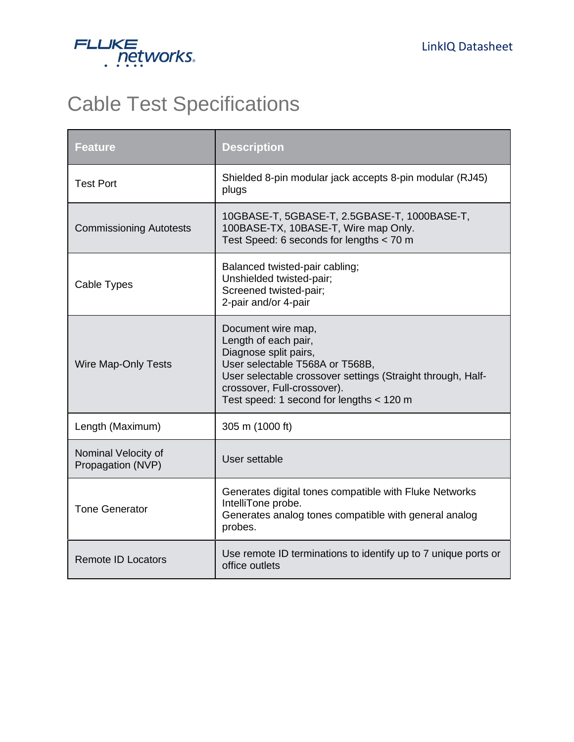# Cable Test Specifications

| Feature | Description |
|---|---|
| Test Port | Shielded 8-pin modular jack accepts 8-pin modular (RJ45) plugs |
| Commissioning Autotests | 10GBASE-T, 5GBASE-T, 2.5GBASE-T, 1000BASE-T, 100BASE-TX, 10BASE-T, Wire map Only.<br>Test Speed: 6 seconds for lengths < 70 m |
| Cable Types | Balanced twisted-pair cabling;<br>Unshielded twisted-pair;<br>Screened twisted-pair;<br>2-pair and/or 4-pair |
| Wire Map-Only Tests | Document wire map,<br>Length of each pair,<br>Diagnose split pairs,<br>User selectable T568A or T568B,<br>User selectable crossover settings (Straight through, Half-crossover, Full-crossover).<br>Test speed: 1 second for lengths < 120 m |
| Length (Maximum) | 305 m (1000 ft) |
| Nominal Velocity of Propagation (NVP) | User settable |
| Tone Generator | Generates digital tones compatible with Fluke Networks IntelliTone probe.<br>Generates analog tones compatible with general analog probes. |
| Remote ID Locators | Use remote ID terminations to identify up to 7 unique ports or office outlets |